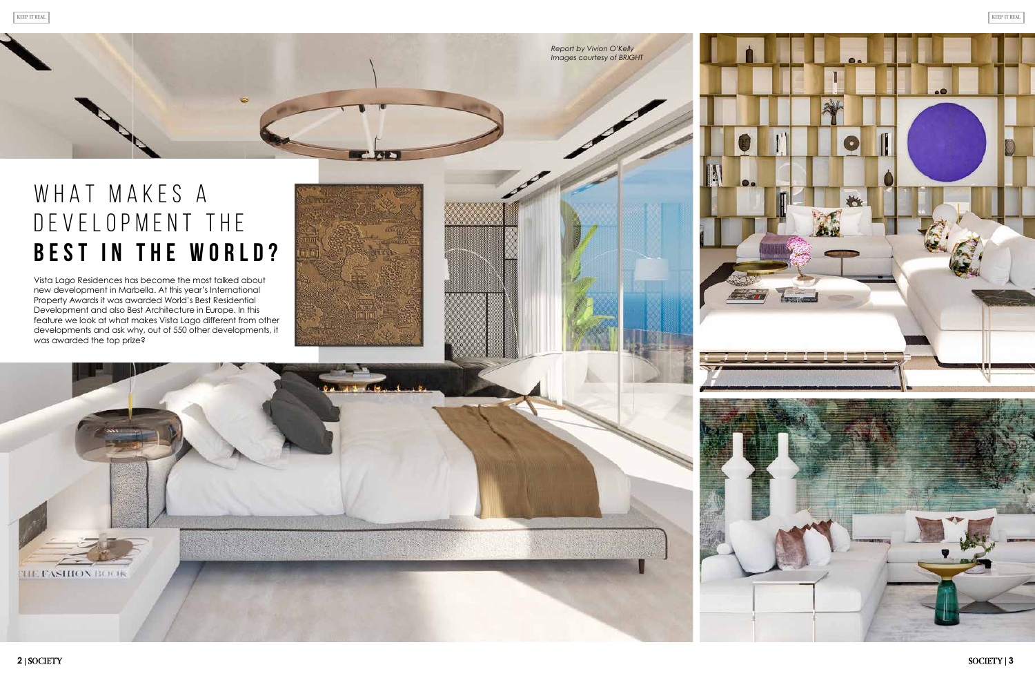*Report by Vivion O'Kelly*
*Images courtesy of BRIGHT*

# WHAT MAKES A DEVELOPMENT THE **BEST IN THE WORLD?**

Vista Lago Residences has become the most talked about new development in Marbella. At this year's International Property Awards it was awarded World's Best Residential Development and also Best Architecture in Europe. In this feature we look at what makes Vista Lago different from other developments and ask why, out of 550 other developments, it was awarded the top prize?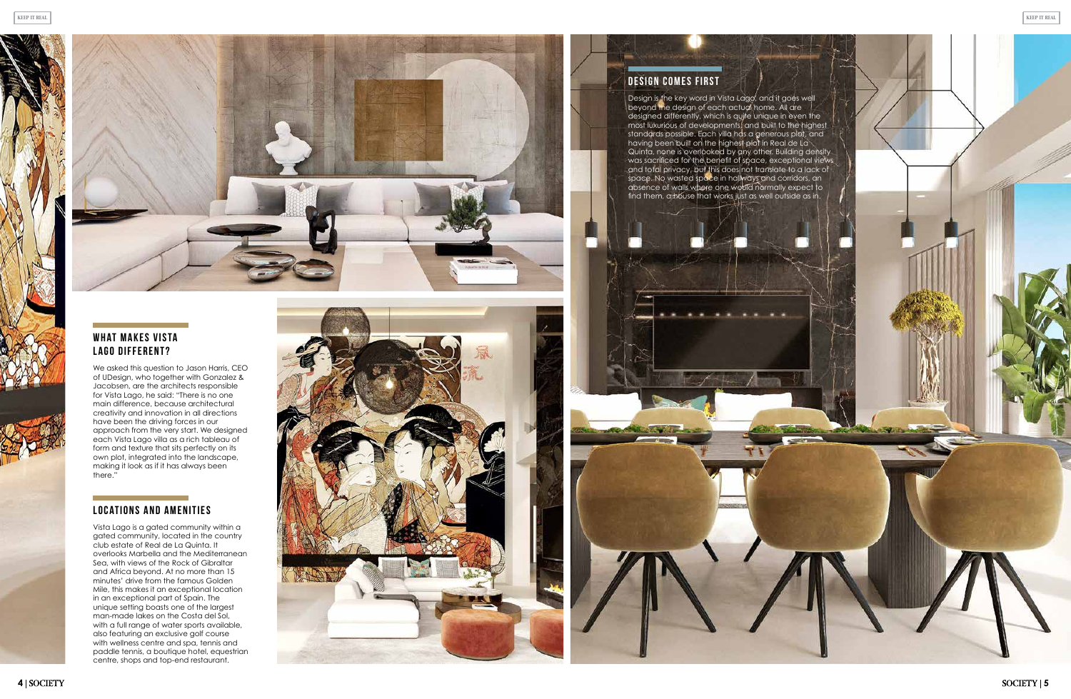## WHAT MAKES VISTA LAGO DIFFERENT?

We asked this question to Jason Harris, CEO of UDesign, who together with Gonzalez & Jacobsen, are the architects responsible for Vista Lago, he said: "There is no one main difference, because architectural creativity and innovation in all directions have been the driving forces in our approach from the very start. We designed each Vista Lago villa as a rich tableau of form and texture that sits perfectly on its own plot, integrated into the landscape, making it look as if it has always been there."

## LOCATIONS AND AMENITIES

Vista Lago is a gated community within a gated community, located in the country club estate of Real de La Quinta. It overlooks Marbella and the Mediterranean Sea, with views of the Rock of Gibraltar and Africa beyond. At no more than 15 minutes' drive from the famous Golden Mile, this makes it an exceptional location in an exceptional part of Spain. The unique setting boasts one of the largest man-made lakes on the Costa del Sol, with a full range of water sports available, also featuring an exclusive golf course with wellness centre and spa, tennis and paddle tennis, a boutique hotel, equestrian centre, shops and top-end restaurant.

## DESIGN COMES FIRST

Design is the key word in Vista Lago, and it goes well beyond the design of each actual home. All are designed differently, which is quite unique in even the most luxurious of developments, and built to the highest standards possible. Each villa has a generous plot, and having been built on the highest plot in Real de La Quinta, none is overlooked by any other. Building density was sacrificed for the benefit of space, exceptional views and total privacy, but this does not translate to a lack of space. No wasted space in hallways and corridors, an absence of walls where one would normally expect to find them, a house that works just as well outside as in.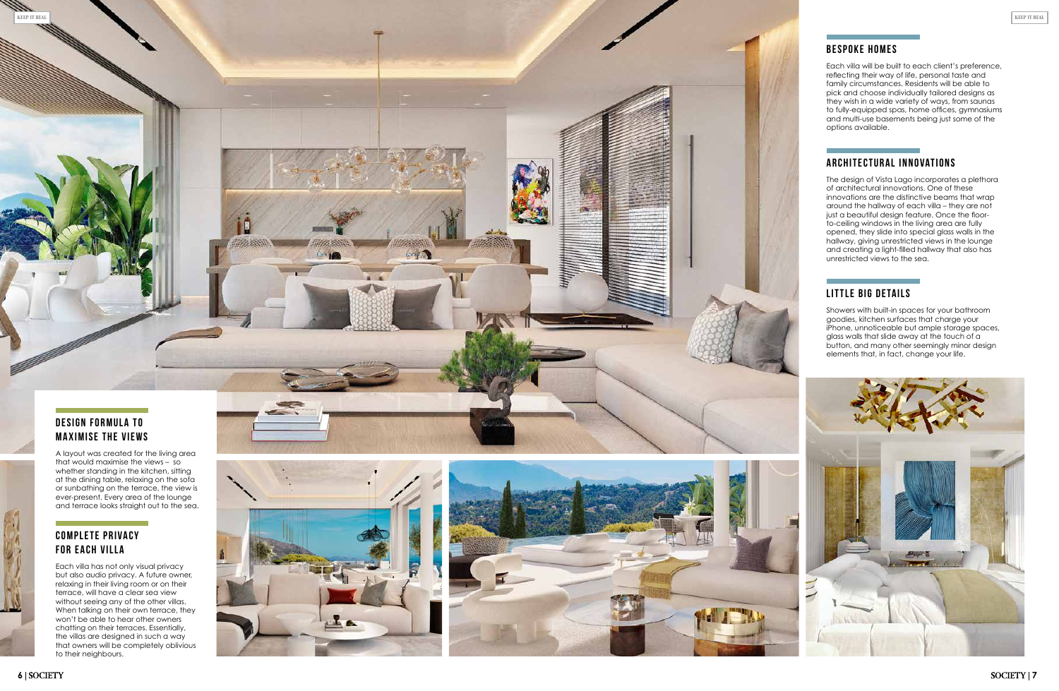## DESIGN FORMULA TO MAXIMISE THE VIEWS

A layout was created for the living area that would maximise the views – so whether standing in the kitchen, sitting at the dining table, relaxing on the sofa or sunbathing on the terrace, the view is ever-present. Every area of the lounge and terrace looks straight out to the sea.

## COMPLETE PRIVACY FOR EACH VILLA

Each villa has not only visual privacy but also audio privacy. A future owner, relaxing in their living room or on their terrace, will have a clear sea view without seeing any of the other villas. When talking on their own terrace, they won't be able to hear other owners chatting on their terraces. Essentially, the villas are designed in such a way that owners will be completely oblivious to their neighbours.

## BESPOKE HOMES

Each villa will be built to each client's preference, reflecting their way of life, personal taste and family circumstances. Residents will be able to pick and choose individually tailored designs as they wish in a wide variety of ways, from saunas to fully-equipped spas, home offices, gymnasiums and multi-use basements being just some of the options available.

## ARCHITECTURAL INNOVATIONS

The design of Vista Lago incorporates a plethora of architectural innovations. One of these innovations are the distinctive beams that wrap around the hallway of each villa – they are not just a beautiful design feature. Once the floor-to-ceiling windows in the living area are fully opened, they slide into special glass walls in the hallway, giving unrestricted views in the lounge and creating a light-filled hallway that also has unrestricted views to the sea.

## LITTLE BIG DETAILS

Showers with built-in spaces for your bathroom goodies, kitchen surfaces that charge your iPhone, unnoticeable but ample storage spaces, glass walls that slide away at the touch of a button, and many other seemingly minor design elements that, in fact, change your life.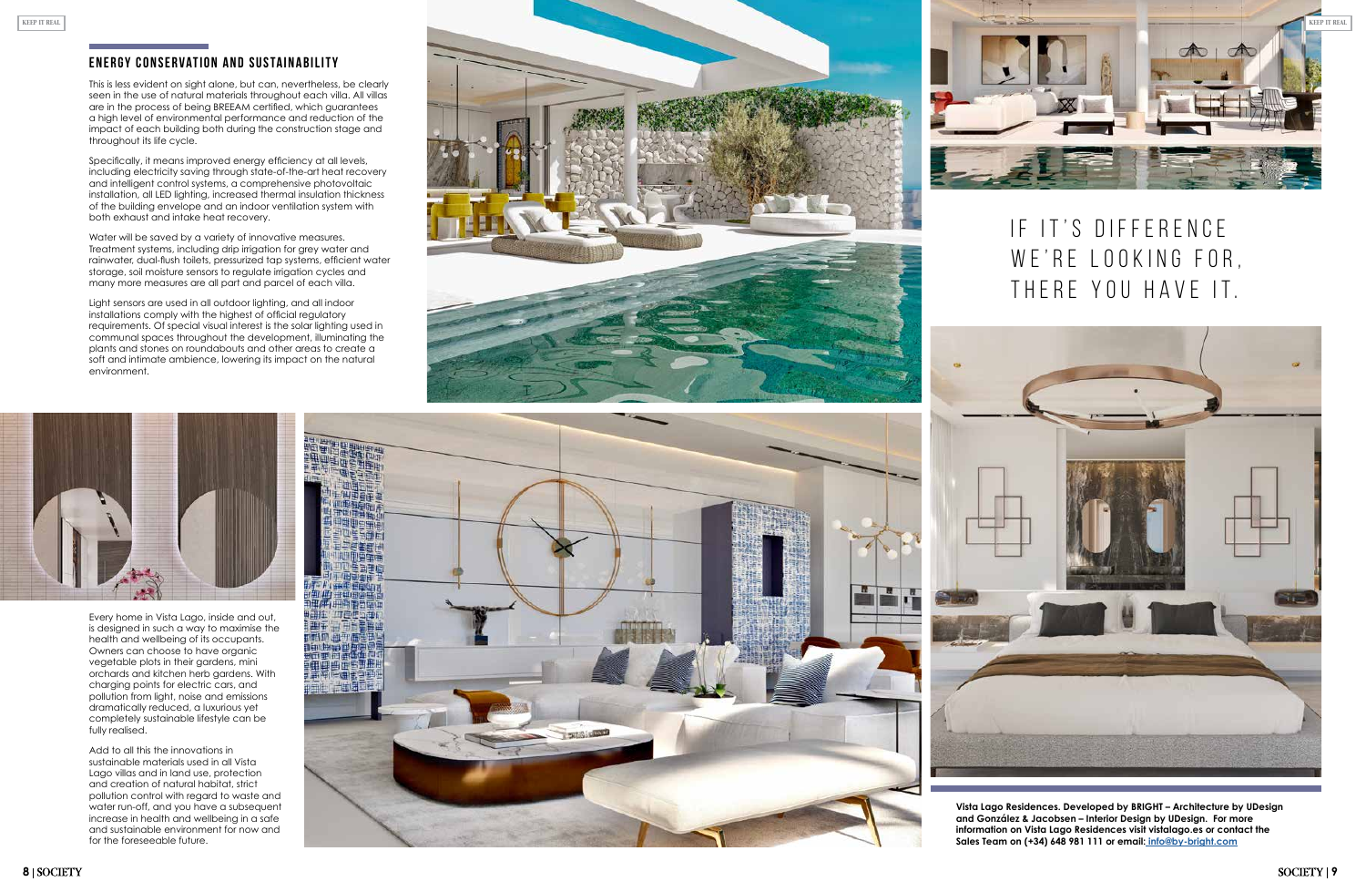## ENERGY CONSERVATION AND SUSTAINABILITY

This is less evident on sight alone, but can, nevertheless, be clearly seen in the use of natural materials throughout each villa. All villas are in the process of being BREEAM certified, which guarantees a high level of environmental performance and reduction of the impact of each building both during the construction stage and throughout its life cycle.

Specifically, it means improved energy efficiency at all levels, including electricity saving through state-of-the-art heat recovery and intelligent control systems, a comprehensive photovoltaic installation, all LED lighting, increased thermal insulation thickness of the building envelope and an indoor ventilation system with both exhaust and intake heat recovery.

Water will be saved by a variety of innovative measures. Treatment systems, including drip irrigation for grey water and rainwater, dual-flush toilets, pressurized tap systems, efficient water storage, soil moisture sensors to regulate irrigation cycles and many more measures are all part and parcel of each villa.

Light sensors are used in all outdoor lighting, and all indoor installations comply with the highest of official regulatory requirements. Of special visual interest is the solar lighting used in communal spaces throughout the development, illuminating the plants and stones on roundabouts and other areas to create a soft and intimate ambience, lowering its impact on the natural environment.

Every home in Vista Lago, inside and out, is designed in such a way to maximise the health and wellbeing of its occupants. Owners can choose to have organic vegetable plots in their gardens, mini orchards and kitchen herb gardens. With charging points for electric cars, and pollution from light, noise and emissions dramatically reduced, a luxurious yet completely sustainable lifestyle can be fully realised.

Add to all this the innovations in sustainable materials used in all Vista Lago villas and in land use, protection and creation of natural habitat, strict pollution control with regard to waste and water run-off, and you have a subsequent increase in health and wellbeing in a safe and sustainable environment for now and for the foreseeable future.

# IF IT'S DIFFERENCE WE'RE LOOKING FOR, THERE YOU HAVE IT.

**Vista Lago Residences. Developed by BRIGHT – Architecture by UDesign and González & Jacobsen – Interior Design by UDesign. For more information on Vista Lago Residences visit vistalago.es or contact the Sales Team on (+34) 648 981 111 or email: info@by-bright.com**